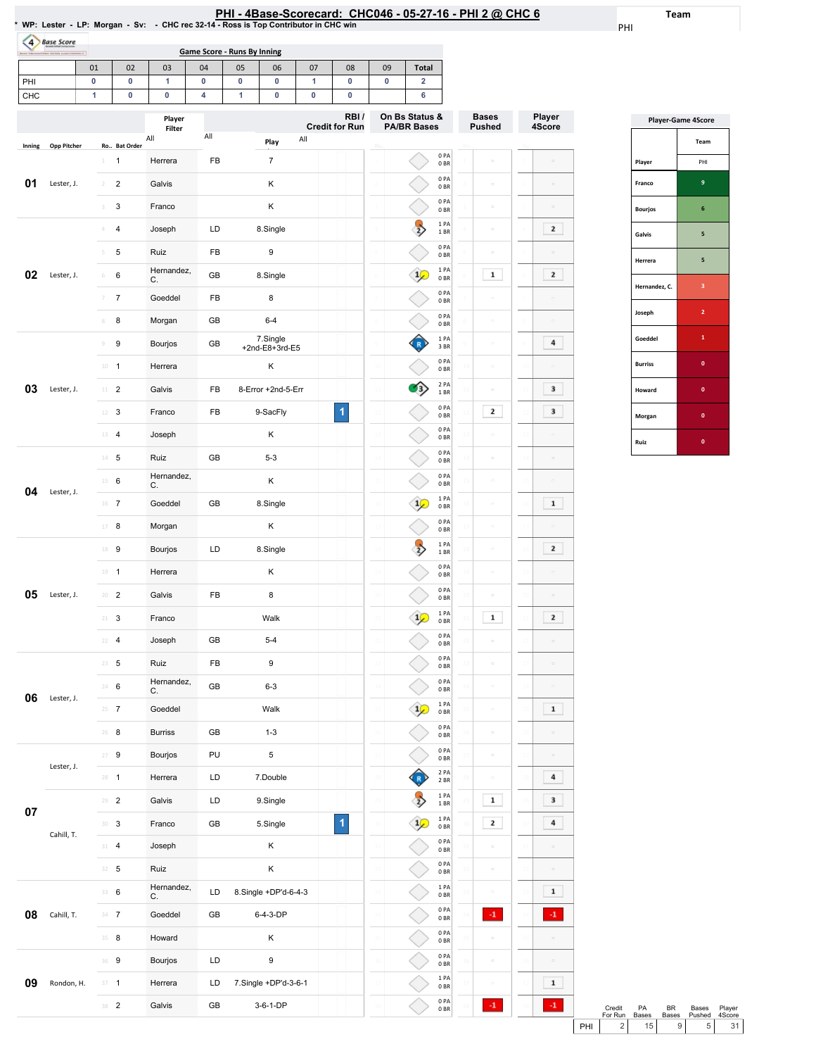# PHI - 4Base-Scorecard: CHC046 - 05-27-16 - PHI 2 @ CHC 6

\* WP: Lester - LP: Morgan - Sv: - CHC rec 32-14 - Ross is Top Contributor in CHC win

Team: PHI

## Game Score - Runs By Inning

| | 01 | 02 | 03 | 04 | 05 | 06 | 07 | 08 | 09 | Total |
|---|---|---|---|---|---|---|---|---|---|---|
| PHI | 0 | 0 | 1 | 0 | 0 | 0 | 1 | 0 | 0 | 2 |
| CHC | 1 | 0 | 0 | 4 | 1 | 0 | 0 | 0 | | 6 |

| Inning | Opp Pitcher | Ro.. | Bat Order | Player | | Play | RBI / Credit for Run | On Bs Status & PA/BR Bases | Bases Pushed | Player 4Score |
|---|---|---|---|---|---|---|---|---|---|---|
| 01 | Lester, J. | 1 | 1 | Herrera | FB | 7 | | 0 PA 0 BR | | |
| | | 2 | 2 | Galvis | | K | | 0 PA 0 BR | | |
| | | 3 | 3 | Franco | | K | | 0 PA 0 BR | | |
| 02 | Lester, J. | 4 | 4 | Joseph | LD | 8.Single | | 1 PA 1 BR | | 2 |
| | | 5 | 5 | Ruiz | FB | 9 | | 0 PA 0 BR | | |
| | | 6 | 6 | Hernandez, C. | GB | 8.Single | | 1 PA 0 BR | 1 | 2 |
| | | 7 | 7 | Goeddel | FB | 8 | | 0 PA 0 BR | | |
| | | 8 | 8 | Morgan | GB | 6-4 | | 0 PA 0 BR | | |
| 03 | Lester, J. | 9 | 9 | Bourjos | GB | 7.Single +2nd-E8+3rd-E5 | | 1 PA 3 BR | | 4 |
| | | 10 | 1 | Herrera | | K | | 0 PA 0 BR | | |
| | | 11 | 2 | Galvis | FB | 8-Error +2nd-5-Err | | 2 PA 1 BR | | 3 |
| | | 12 | 3 | Franco | FB | 9-SacFly | 1 | 0 PA 0 BR | 2 | 3 |
| | | 13 | 4 | Joseph | | K | | 0 PA 0 BR | | |
| 04 | Lester, J. | 14 | 5 | Ruiz | GB | 5-3 | | 0 PA 0 BR | | |
| | | 15 | 6 | Hernandez, C. | | K | | 0 PA 0 BR | | |
| | | 16 | 7 | Goeddel | GB | 8.Single | | 1 PA 0 BR | | 1 |
| | | 17 | 8 | Morgan | | K | | 0 PA 0 BR | | |
| 05 | Lester, J. | 18 | 9 | Bourjos | LD | 8.Single | | 1 PA 1 BR | | 2 |
| | | 19 | 1 | Herrera | | K | | 0 PA 0 BR | | |
| | | 20 | 2 | Galvis | FB | 8 | | 0 PA 0 BR | | |
| | | 21 | 3 | Franco | | Walk | | 1 PA 0 BR | 1 | 2 |
| | | 22 | 4 | Joseph | GB | 5-4 | | 0 PA 0 BR | | |
| 06 | Lester, J. | 23 | 5 | Ruiz | FB | 9 | | 0 PA 0 BR | | |
| | | 24 | 6 | Hernandez, C. | GB | 6-3 | | 0 PA 0 BR | | |
| | | 25 | 7 | Goeddel | | Walk | | 1 PA 0 BR | | 1 |
| | | 26 | 8 | Burriss | GB | 1-3 | | 0 PA 0 BR | | |
| 07 | Lester, J. | 27 | 9 | Bourjos | PU | 5 | | 0 PA 0 BR | | |
| | | 28 | 1 | Herrera | LD | 7.Double | | 2 PA 2 BR | | 4 |
| | Cahill, T. | 29 | 2 | Galvis | LD | 9.Single | | 1 PA 1 BR | 1 | 3 |
| | | 30 | 3 | Franco | GB | 5.Single | 1 | 1 PA 0 BR | 2 | 4 |
| | | 31 | 4 | Joseph | | K | | 0 PA 0 BR | | |
| | | 32 | 5 | Ruiz | | K | | 0 PA 0 BR | | |
| 08 | Cahill, T. | 33 | 6 | Hernandez, C. | LD | 8.Single +DP'd-6-4-3 | | 1 PA 0 BR | | 1 |
| | | 34 | 7 | Goeddel | GB | 6-4-3-DP | | 0 PA 0 BR | -1 | -1 |
| | | 35 | 8 | Howard | | K | | 0 PA 0 BR | | |
| 09 | Rondon, H. | 36 | 9 | Bourjos | LD | 9 | | 0 PA 0 BR | | |
| | | 37 | 1 | Herrera | LD | 7.Single +DP'd-3-6-1 | | 1 PA 0 BR | | 1 |
| | | 38 | 2 | Galvis | GB | 3-6-1-DP | | 0 PA 0 BR | -1 | -1 |

| | Credit For Run | PA Bases | BR Bases | Bases Pushed | Player 4Score |
|---|---|---|---|---|---|
| PHI | 2 | 15 | 9 | 5 | 31 |

## Player-Game 4Score

| Player | PHI |
|---|---|
| Franco | 9 |
| Bourjos | 6 |
| Galvis | 5 |
| Herrera | 5 |
| Hernandez, C. | 3 |
| Joseph | 2 |
| Goeddel | 1 |
| Burriss | 0 |
| Howard | 0 |
| Morgan | 0 |
| Ruiz | 0 |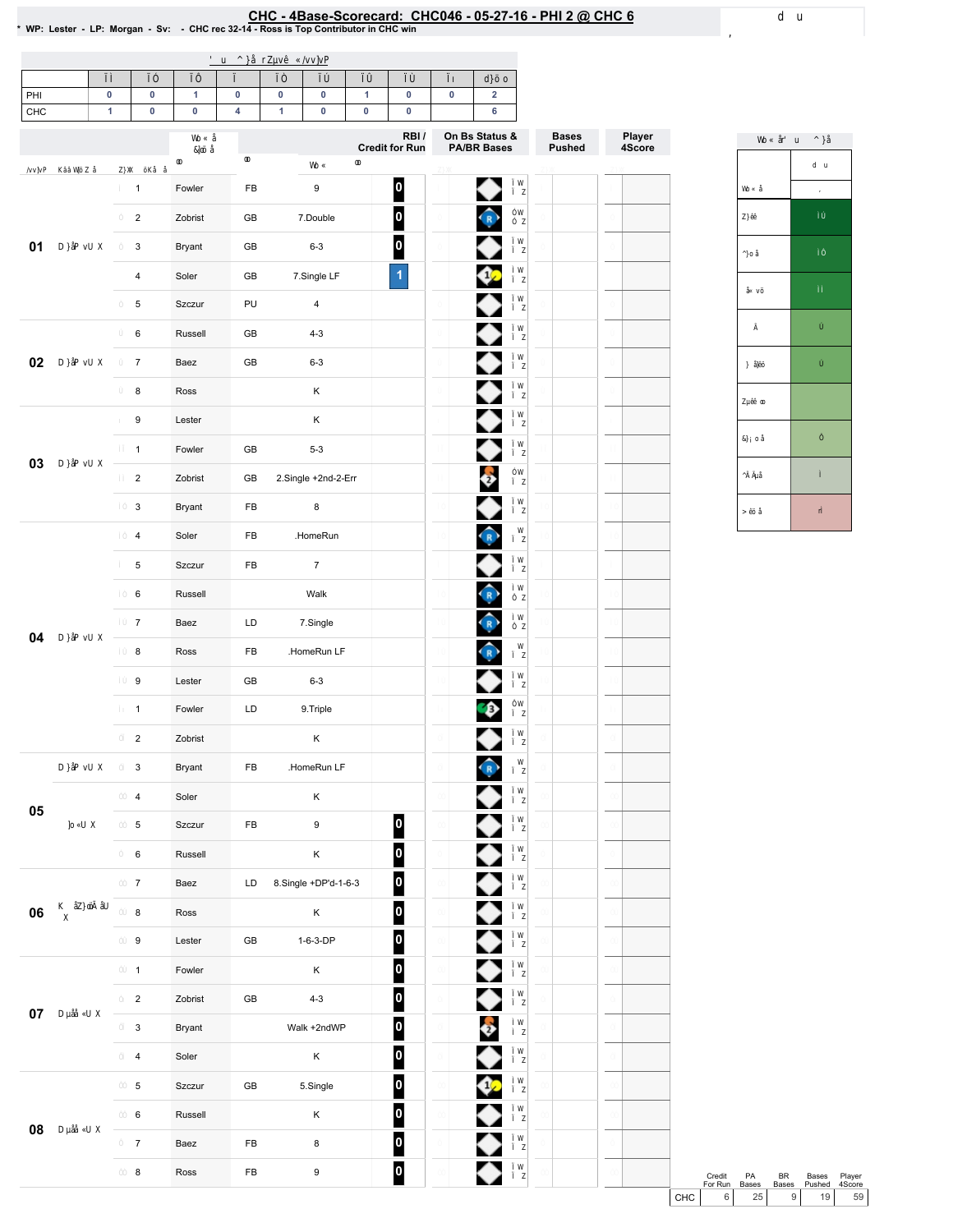# CHC - 4Base-Scorecard: CHC046 - 05-27-16 - PHI 2 @ CHC 6

\* WP: Lester - LP: Morgan - Sv: - CHC rec 32-14 - Ross is Top Contributor in CHC win

| | 1 | 2 | 3 | 4 | 5 | 6 | 7 | 8 | 9 | Total |
|---|---|---|---|---|---|---|---|---|---|---|
| PHI | 0 | 0 | 1 | 0 | 0 | 0 | 1 | 0 | 0 | 2 |
| CHC | 1 | 0 | 0 | 4 | 1 | 0 | 0 | 0 | | 6 |

| Inning | # | Player | Ball | Play | RBI / Credit for Run |
|---|---|---|---|---|---|
| 01 | 1 | Fowler | FB | 9 | 0 |
| | 2 | Zobrist | GB | 7.Double | 0 |
| | 3 | Bryant | GB | 6-3 | 0 |
| | 4 | Soler | GB | 7.Single LF | 1 |
| | 5 | Szczur | PU | 4 | |
| 02 | 6 | Russell | GB | 4-3 | |
| | 7 | Baez | GB | 6-3 | |
| | 8 | Ross | | K | |
| 03 | 9 | Lester | | K | |
| | 1 | Fowler | GB | 5-3 | |
| | 2 | Zobrist | GB | 2.Single +2nd-2-Err | |
| | 3 | Bryant | FB | 8 | |
| 04 | 4 | Soler | FB | .HomeRun | |
| | 5 | Szczur | FB | 7 | |
| | 6 | Russell | | Walk | |
| | 7 | Baez | LD | 7.Single | |
| | 8 | Ross | FB | .HomeRun LF | |
| | 9 | Lester | GB | 6-3 | |
| | 1 | Fowler | LD | 9.Triple | |
| | 2 | Zobrist | | K | |
| 05 | 3 | Bryant | FB | .HomeRun LF | |
| | 4 | Soler | | K | |
| | 5 | Szczur | FB | 9 | 0 |
| | 6 | Russell | | K | 0 |
| 06 | 7 | Baez | LD | 8.Single +DP'd-1-6-3 | 0 |
| | 8 | Ross | | K | 0 |
| | 9 | Lester | GB | 1-6-3-DP | 0 |
| 07 | 1 | Fowler | | K | 0 |
| | 2 | Zobrist | GB | 4-3 | 0 |
| | 3 | Bryant | | Walk +2ndWP | 0 |
| | 4 | Soler | | K | 0 |
| 08 | 5 | Szczur | GB | 5.Single | 0 |
| | 6 | Russell | | K | 0 |
| | 7 | Baez | FB | 8 | 0 |
| | 8 | Ross | FB | 9 | 0 |

| | Credit For Run | PA Bases | BR Bases | Bases Pushed | Player 4Score |
|---|---|---|---|---|---|
| CHC | 6 | 25 | 9 | 19 | 59 |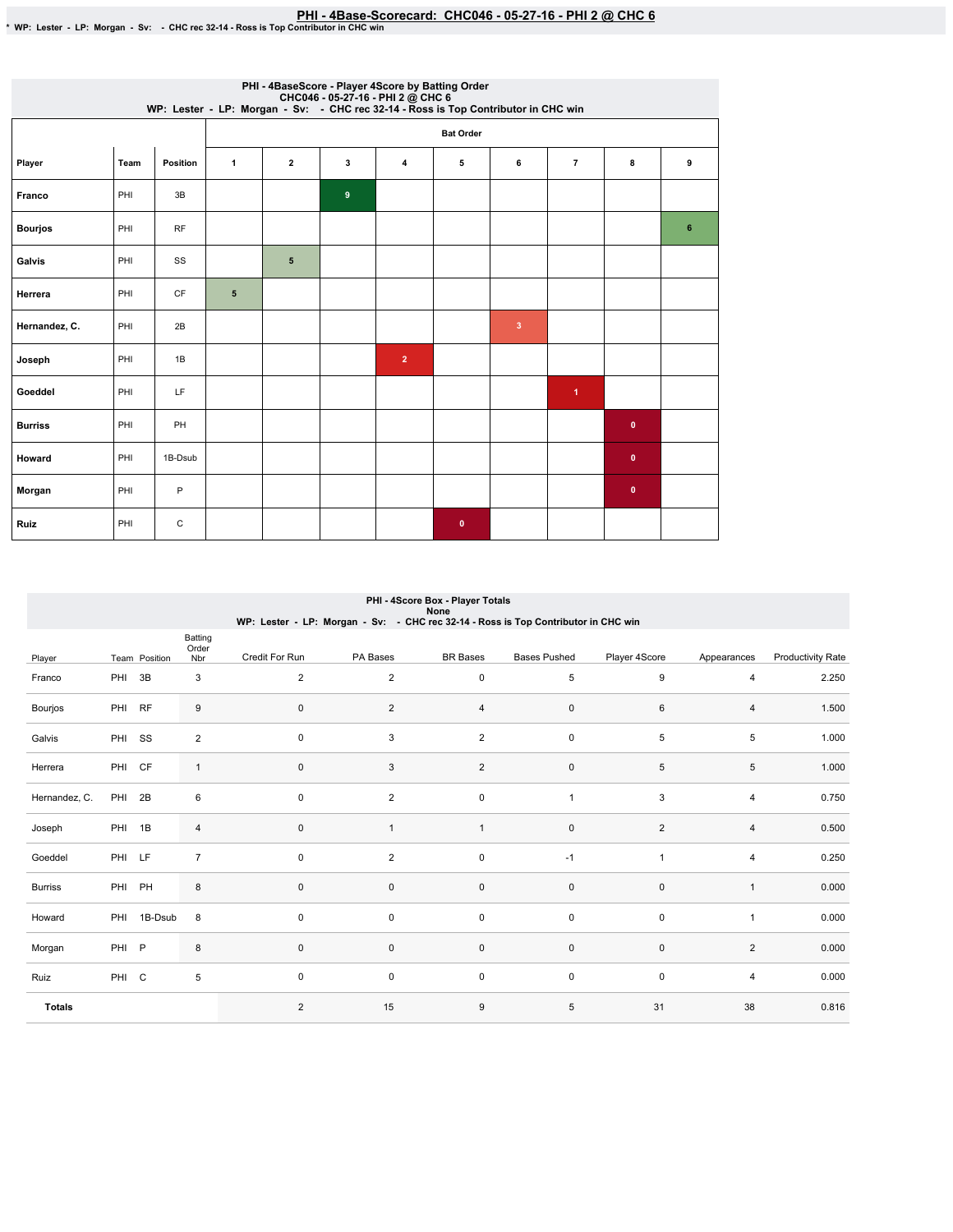# PHI - 4Base-Scorecard: CHC046 - 05-27-16 - PHI 2 @ CHC 6

* WP: Lester - LP: Morgan - Sv: - CHC rec 32-14 - Ross is Top Contributor in CHC win

## PHI - 4BaseScore - Player 4Score by Batting Order
CHC046 - 05-27-16 - PHI 2 @ CHC 6
WP: Lester - LP: Morgan - Sv: - CHC rec 32-14 - Ross is Top Contributor in CHC win

| Player | Team | Position | Bat Order 1 | 2 | 3 | 4 | 5 | 6 | 7 | 8 | 9 |
|---|---|---|---|---|---|---|---|---|---|---|---|
| Franco | PHI | 3B | | | 9 | | | | | | |
| Bourjos | PHI | RF | | | | | | | | | 6 |
| Galvis | PHI | SS | | 5 | | | | | | | |
| Herrera | PHI | CF | 5 | | | | | | | | |
| Hernandez, C. | PHI | 2B | | | | | | 3 | | | |
| Joseph | PHI | 1B | | | | 2 | | | | | |
| Goeddel | PHI | LF | | | | | | | 1 | | |
| Burriss | PHI | PH | | | | | | | | 0 | |
| Howard | PHI | 1B-Dsub | | | | | | | | 0 | |
| Morgan | PHI | P | | | | | | | | 0 | |
| Ruiz | PHI | C | | | | | 0 | | | | |

## PHI - 4Score Box - Player Totals
None
WP: Lester - LP: Morgan - Sv: - CHC rec 32-14 - Ross is Top Contributor in CHC win

| Player | Team | Position | Batting Order Nbr | Credit For Run | PA Bases | BR Bases | Bases Pushed | Player 4Score | Appearances | Productivity Rate |
|---|---|---|---|---|---|---|---|---|---|---|
| Franco | PHI | 3B | 3 | 2 | 2 | 0 | 5 | 9 | 4 | 2.250 |
| Bourjos | PHI | RF | 9 | 0 | 2 | 4 | 0 | 6 | 4 | 1.500 |
| Galvis | PHI | SS | 2 | 0 | 3 | 2 | 0 | 5 | 5 | 1.000 |
| Herrera | PHI | CF | 1 | 0 | 3 | 2 | 0 | 5 | 5 | 1.000 |
| Hernandez, C. | PHI | 2B | 6 | 0 | 2 | 0 | 1 | 3 | 4 | 0.750 |
| Joseph | PHI | 1B | 4 | 0 | 1 | 1 | 0 | 2 | 4 | 0.500 |
| Goeddel | PHI | LF | 7 | 0 | 2 | 0 | -1 | 1 | 4 | 0.250 |
| Burriss | PHI | PH | 8 | 0 | 0 | 0 | 0 | 0 | 1 | 0.000 |
| Howard | PHI | 1B-Dsub | 8 | 0 | 0 | 0 | 0 | 0 | 1 | 0.000 |
| Morgan | PHI | P | 8 | 0 | 0 | 0 | 0 | 0 | 2 | 0.000 |
| Ruiz | PHI | C | 5 | 0 | 0 | 0 | 0 | 0 | 4 | 0.000 |
| Totals | | | | 2 | 15 | 9 | 5 | 31 | 38 | 0.816 |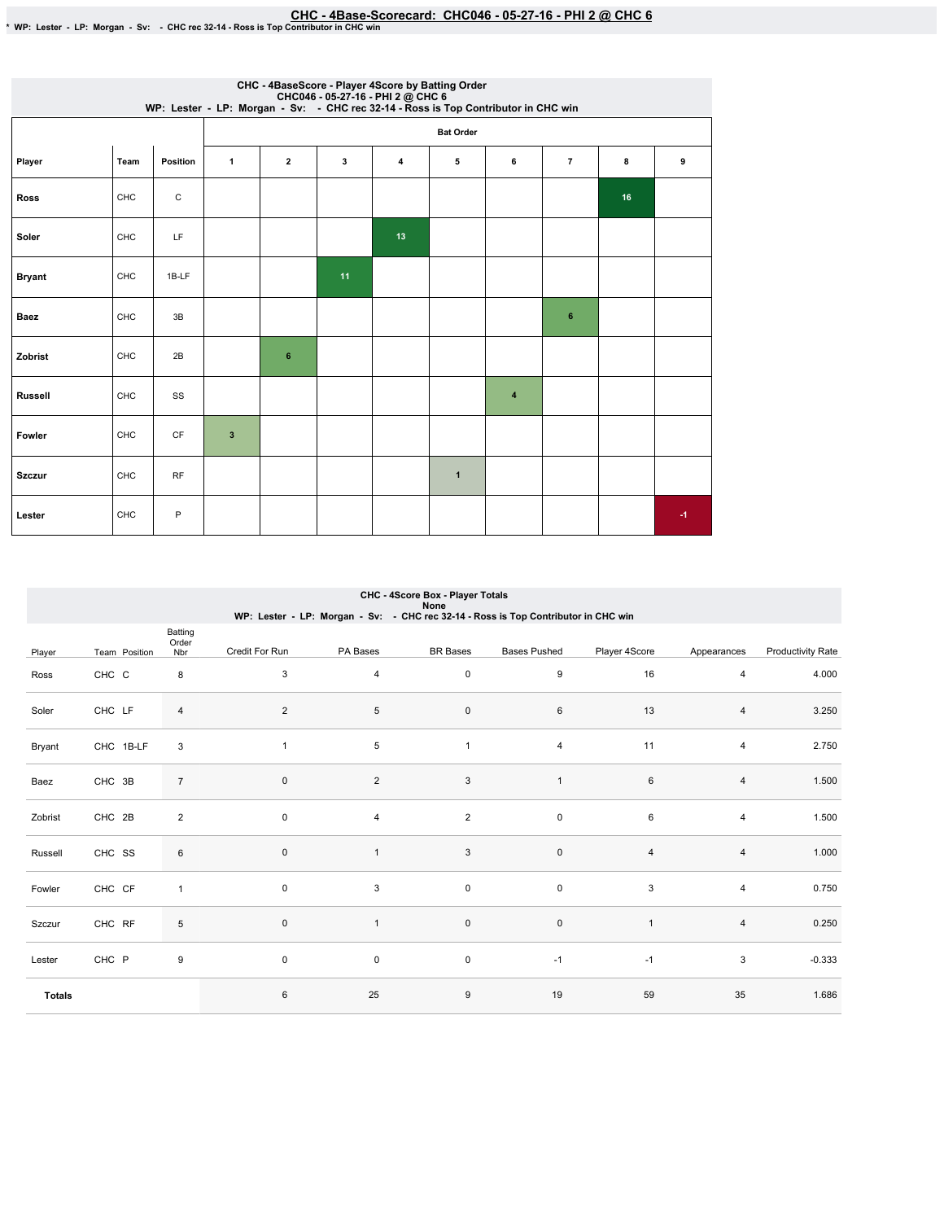# CHC - 4Base-Scorecard: CHC046 - 05-27-16 - PHI 2 @ CHC 6

* WP: Lester - LP: Morgan - Sv: - CHC rec 32-14 - Ross is Top Contributor in CHC win

### CHC - 4BaseScore - Player 4Score by Batting Order
CHC046 - 05-27-16 - PHI 2 @ CHC 6
WP: Lester - LP: Morgan - Sv: - CHC rec 32-14 - Ross is Top Contributor in CHC win

| | | | Bat Order | | | | | | | | |
|---|---|---|---|---|---|---|---|---|---|---|---|
| Player | Team | Position | 1 | 2 | 3 | 4 | 5 | 6 | 7 | 8 | 9 |
| Ross | CHC | C | | | | | | | | 16 | |
| Soler | CHC | LF | | | | 13 | | | | | |
| Bryant | CHC | 1B-LF | | | 11 | | | | | | |
| Baez | CHC | 3B | | | | | | | 6 | | |
| Zobrist | CHC | 2B | | 6 | | | | | | | |
| Russell | CHC | SS | | | | | | 4 | | | |
| Fowler | CHC | CF | 3 | | | | | | | | |
| Szczur | CHC | RF | | | | | 1 | | | | |
| Lester | CHC | P | | | | | | | | | -1 |

### CHC - 4Score Box - Player Totals
None
WP: Lester - LP: Morgan - Sv: - CHC rec 32-14 - Ross is Top Contributor in CHC win

| Player | Team | Position | Batting Order Nbr | Credit For Run | PA Bases | BR Bases | Bases Pushed | Player 4Score | Appearances | Productivity Rate |
|---|---|---|---|---|---|---|---|---|---|---|
| Ross | CHC | C | 8 | 3 | 4 | 0 | 9 | 16 | 4 | 4.000 |
| Soler | CHC | LF | 4 | 2 | 5 | 0 | 6 | 13 | 4 | 3.250 |
| Bryant | CHC | 1B-LF | 3 | 1 | 5 | 1 | 4 | 11 | 4 | 2.750 |
| Baez | CHC | 3B | 7 | 0 | 2 | 3 | 1 | 6 | 4 | 1.500 |
| Zobrist | CHC | 2B | 2 | 0 | 4 | 2 | 0 | 6 | 4 | 1.500 |
| Russell | CHC | SS | 6 | 0 | 1 | 3 | 0 | 4 | 4 | 1.000 |
| Fowler | CHC | CF | 1 | 0 | 3 | 0 | 0 | 3 | 4 | 0.750 |
| Szczur | CHC | RF | 5 | 0 | 1 | 0 | 0 | 1 | 4 | 0.250 |
| Lester | CHC | P | 9 | 0 | 0 | 0 | -1 | -1 | 3 | -0.333 |
| **Totals** | | | | 6 | 25 | 9 | 19 | 59 | 35 | 1.686 |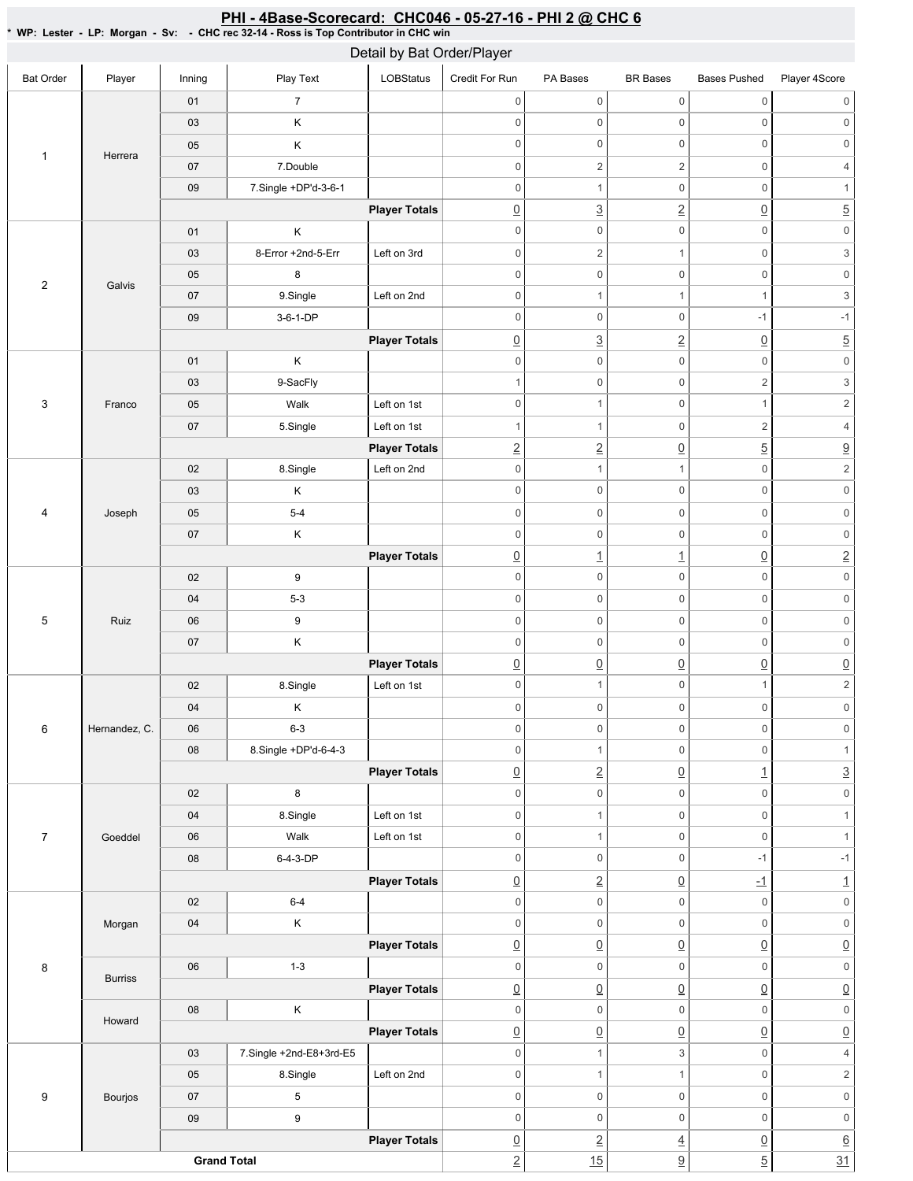# PHI - 4Base-Scorecard: CHC046 - 05-27-16 - PHI 2 @ CHC 6

* WP: Lester - LP: Morgan - Sv: - CHC rec 32-14 - Ross is Top Contributor in CHC win

## Detail by Bat Order/Player

| Bat Order | Player | Inning | Play Text | LOBStatus | Credit For Run | PA Bases | BR Bases | Bases Pushed | Player 4Score |
|---|---|---|---|---|---|---|---|---|---|
| 1 | Herrera | 01 | 7 | | 0 | 0 | 0 | 0 | 0 |
| | | 03 | K | | 0 | 0 | 0 | 0 | 0 |
| | | 05 | K | | 0 | 0 | 0 | 0 | 0 |
| | | 07 | 7.Double | | 0 | 2 | 2 | 0 | 4 |
| | | 09 | 7.Single +DP'd-3-6-1 | | 0 | 1 | 0 | 0 | 1 |
| | | | | **Player Totals** | 0 | 3 | 2 | 0 | 5 |
| 2 | Galvis | 01 | K | | 0 | 0 | 0 | 0 | 0 |
| | | 03 | 8-Error +2nd-5-Err | Left on 3rd | 0 | 2 | 1 | 0 | 3 |
| | | 05 | 8 | | 0 | 0 | 0 | 0 | 0 |
| | | 07 | 9.Single | Left on 2nd | 0 | 1 | 1 | 1 | 3 |
| | | 09 | 3-6-1-DP | | 0 | 0 | 0 | -1 | -1 |
| | | | | **Player Totals** | 0 | 3 | 2 | 0 | 5 |
| 3 | Franco | 01 | K | | 0 | 0 | 0 | 0 | 0 |
| | | 03 | 9-SacFly | | 1 | 0 | 0 | 2 | 3 |
| | | 05 | Walk | Left on 1st | 0 | 1 | 0 | 1 | 2 |
| | | 07 | 5.Single | Left on 1st | 1 | 1 | 0 | 2 | 4 |
| | | | | **Player Totals** | 2 | 2 | 0 | 5 | 9 |
| 4 | Joseph | 02 | 8.Single | Left on 2nd | 0 | 1 | 1 | 0 | 2 |
| | | 03 | K | | 0 | 0 | 0 | 0 | 0 |
| | | 05 | 5-4 | | 0 | 0 | 0 | 0 | 0 |
| | | 07 | K | | 0 | 0 | 0 | 0 | 0 |
| | | | | **Player Totals** | 0 | 1 | 1 | 0 | 2 |
| 5 | Ruiz | 02 | 9 | | 0 | 0 | 0 | 0 | 0 |
| | | 04 | 5-3 | | 0 | 0 | 0 | 0 | 0 |
| | | 06 | 9 | | 0 | 0 | 0 | 0 | 0 |
| | | 07 | K | | 0 | 0 | 0 | 0 | 0 |
| | | | | **Player Totals** | 0 | 0 | 0 | 0 | 0 |
| 6 | Hernandez, C. | 02 | 8.Single | Left on 1st | 0 | 1 | 0 | 1 | 2 |
| | | 04 | K | | 0 | 0 | 0 | 0 | 0 |
| | | 06 | 6-3 | | 0 | 0 | 0 | 0 | 0 |
| | | 08 | 8.Single +DP'd-6-4-3 | | 0 | 1 | 0 | 0 | 1 |
| | | | | **Player Totals** | 0 | 2 | 0 | 1 | 3 |
| 7 | Goeddel | 02 | 8 | | 0 | 0 | 0 | 0 | 0 |
| | | 04 | 8.Single | Left on 1st | 0 | 1 | 0 | 0 | 1 |
| | | 06 | Walk | Left on 1st | 0 | 1 | 0 | 0 | 1 |
| | | 08 | 6-4-3-DP | | 0 | 0 | 0 | -1 | -1 |
| | | | | **Player Totals** | 0 | 2 | 0 | -1 | 1 |
| 8 | Morgan | 02 | 6-4 | | 0 | 0 | 0 | 0 | 0 |
| | | 04 | K | | 0 | 0 | 0 | 0 | 0 |
| | | | | **Player Totals** | 0 | 0 | 0 | 0 | 0 |
| | Burriss | 06 | 1-3 | | 0 | 0 | 0 | 0 | 0 |
| | | | | **Player Totals** | 0 | 0 | 0 | 0 | 0 |
| | Howard | 08 | K | | 0 | 0 | 0 | 0 | 0 |
| | | | | **Player Totals** | 0 | 0 | 0 | 0 | 0 |
| 9 | Bourjos | 03 | 7.Single +2nd-E8+3rd-E5 | | 0 | 1 | 3 | 0 | 4 |
| | | 05 | 8.Single | Left on 2nd | 0 | 1 | 1 | 0 | 2 |
| | | 07 | 5 | | 0 | 0 | 0 | 0 | 0 |
| | | 09 | 9 | | 0 | 0 | 0 | 0 | 0 |
| | | | | **Player Totals** | 0 | 2 | 4 | 0 | 6 |
| **Grand Total** | | | | | 2 | 15 | 9 | 5 | 31 |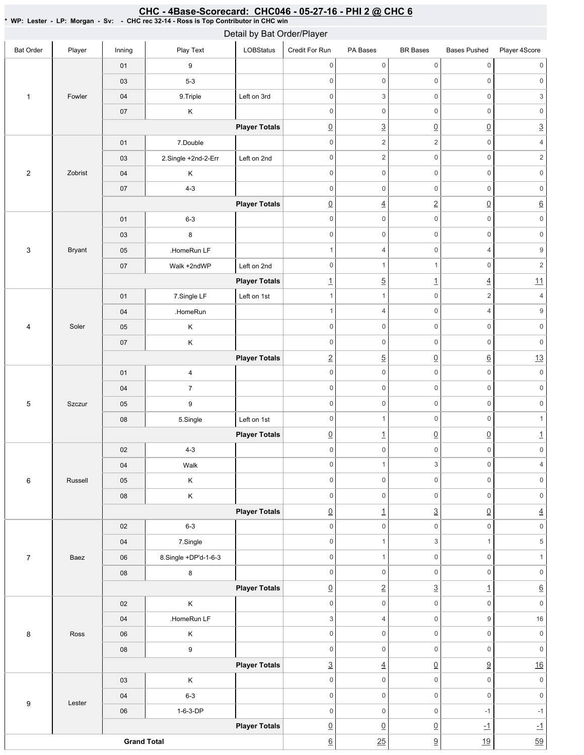## CHC - 4Base-Scorecard: CHC046 - 05-27-16 - PHI 2 @ CHC 6

* WP: Lester - LP: Morgan - Sv: - CHC rec 32-14 - Ross is Top Contributor in CHC win

### Detail by Bat Order/Player

| Bat Order | Player | Inning | Play Text | LOBStatus | Credit For Run | PA Bases | BR Bases | Bases Pushed | Player 4Score |
|---|---|---|---|---|---|---|---|---|---|
| 1 | Fowler | 01 | 9 | | 0 | 0 | 0 | 0 | 0 |
| | | 03 | 5-3 | | 0 | 0 | 0 | 0 | 0 |
| | | 04 | 9.Triple | Left on 3rd | 0 | 3 | 0 | 0 | 3 |
| | | 07 | K | | 0 | 0 | 0 | 0 | 0 |
| | | | | **Player Totals** | 0 | 3 | 0 | 0 | 3 |
| 2 | Zobrist | 01 | 7.Double | | 0 | 2 | 2 | 0 | 4 |
| | | 03 | 2.Single +2nd-2-Err | Left on 2nd | 0 | 2 | 0 | 0 | 2 |
| | | 04 | K | | 0 | 0 | 0 | 0 | 0 |
| | | 07 | 4-3 | | 0 | 0 | 0 | 0 | 0 |
| | | | | **Player Totals** | 0 | 4 | 2 | 0 | 6 |
| 3 | Bryant | 01 | 6-3 | | 0 | 0 | 0 | 0 | 0 |
| | | 03 | 8 | | 0 | 0 | 0 | 0 | 0 |
| | | 05 | .HomeRun LF | | 1 | 4 | 0 | 4 | 9 |
| | | 07 | Walk +2ndWP | Left on 2nd | 0 | 1 | 1 | 0 | 2 |
| | | | | **Player Totals** | 1 | 5 | 1 | 4 | 11 |
| 4 | Soler | 01 | 7.Single LF | Left on 1st | 1 | 1 | 0 | 2 | 4 |
| | | 04 | .HomeRun | | 1 | 4 | 0 | 4 | 9 |
| | | 05 | K | | 0 | 0 | 0 | 0 | 0 |
| | | 07 | K | | 0 | 0 | 0 | 0 | 0 |
| | | | | **Player Totals** | 2 | 5 | 0 | 6 | 13 |
| 5 | Szczur | 01 | 4 | | 0 | 0 | 0 | 0 | 0 |
| | | 04 | 7 | | 0 | 0 | 0 | 0 | 0 |
| | | 05 | 9 | | 0 | 0 | 0 | 0 | 0 |
| | | 08 | 5.Single | Left on 1st | 0 | 1 | 0 | 0 | 1 |
| | | | | **Player Totals** | 0 | 1 | 0 | 0 | 1 |
| 6 | Russell | 02 | 4-3 | | 0 | 0 | 0 | 0 | 0 |
| | | 04 | Walk | | 0 | 1 | 3 | 0 | 4 |
| | | 05 | K | | 0 | 0 | 0 | 0 | 0 |
| | | 08 | K | | 0 | 0 | 0 | 0 | 0 |
| | | | | **Player Totals** | 0 | 1 | 3 | 0 | 4 |
| 7 | Baez | 02 | 6-3 | | 0 | 0 | 0 | 0 | 0 |
| | | 04 | 7.Single | | 0 | 1 | 3 | 1 | 5 |
| | | 06 | 8.Single +DP'd-1-6-3 | | 0 | 1 | 0 | 0 | 1 |
| | | 08 | 8 | | 0 | 0 | 0 | 0 | 0 |
| | | | | **Player Totals** | 0 | 2 | 3 | 1 | 6 |
| 8 | Ross | 02 | K | | 0 | 0 | 0 | 0 | 0 |
| | | 04 | .HomeRun LF | | 3 | 4 | 0 | 9 | 16 |
| | | 06 | K | | 0 | 0 | 0 | 0 | 0 |
| | | 08 | 9 | | 0 | 0 | 0 | 0 | 0 |
| | | | | **Player Totals** | 3 | 4 | 0 | 9 | 16 |
| 9 | Lester | 03 | K | | 0 | 0 | 0 | 0 | 0 |
| | | 04 | 6-3 | | 0 | 0 | 0 | 0 | 0 |
| | | 06 | 1-6-3-DP | | 0 | 0 | 0 | -1 | -1 |
| | | | | **Player Totals** | 0 | 0 | 0 | -1 | -1 |
| **Grand Total** | | | | | 6 | 25 | 9 | 19 | 59 |